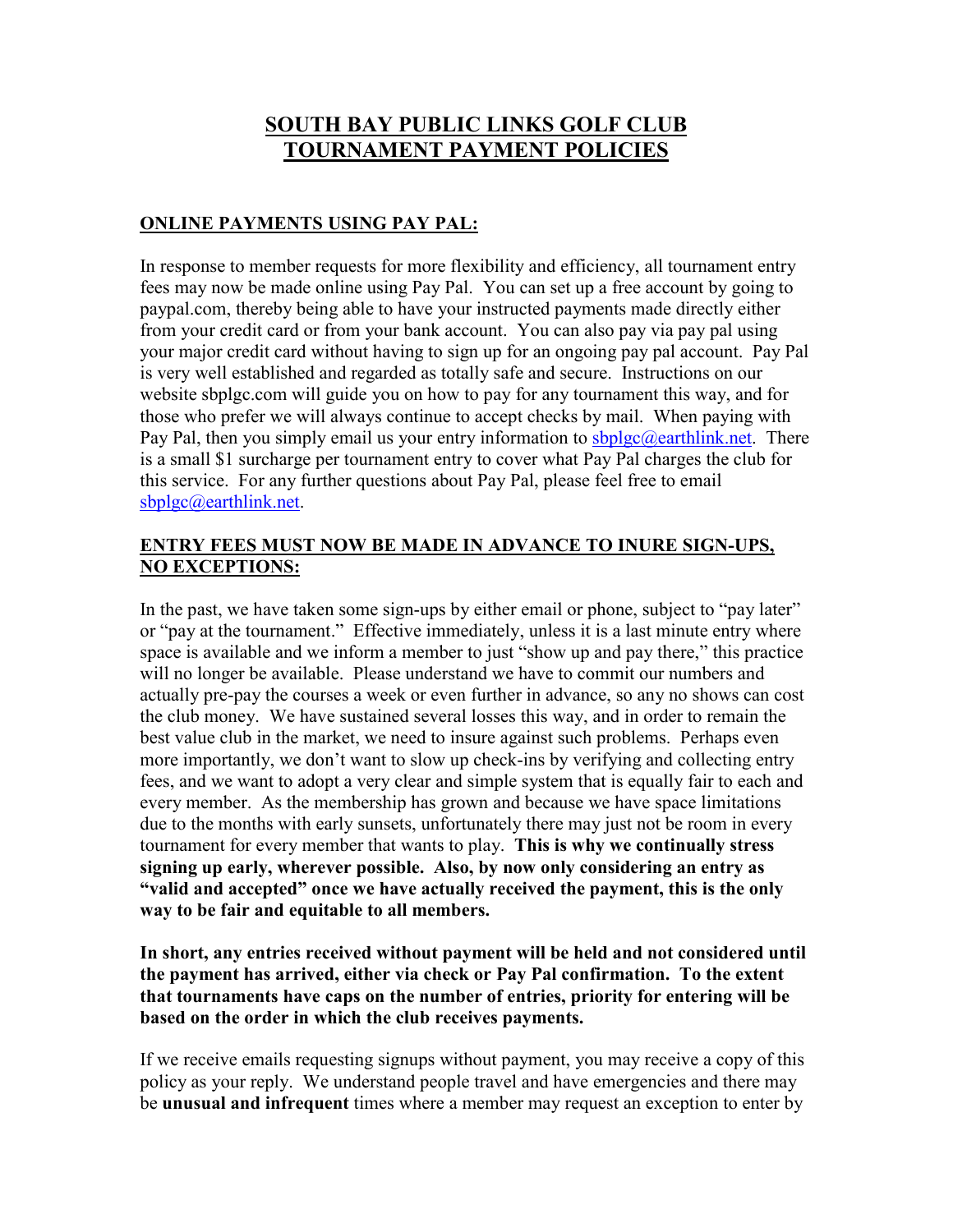# SOUTH BAY PUBLIC LINKS GOLF CLUB
# TOURNAMENT PAYMENT POLICIES

## ONLINE PAYMENTS USING PAY PAL:

In response to member requests for more flexibility and efficiency, all tournament entry fees may now be made online using Pay Pal. You can set up a free account by going to paypal.com, thereby being able to have your instructed payments made directly either from your credit card or from your bank account. You can also pay via pay pal using your major credit card without having to sign up for an ongoing pay pal account. Pay Pal is very well established and regarded as totally safe and secure. Instructions on our website sbplgc.com will guide you on how to pay for any tournament this way, and for those who prefer we will always continue to accept checks by mail. When paying with Pay Pal, then you simply email us your entry information to sbplgc@earthlink.net. There is a small $1 surcharge per tournament entry to cover what Pay Pal charges the club for this service. For any further questions about Pay Pal, please feel free to email sbplgc@earthlink.net.

## ENTRY FEES MUST NOW BE MADE IN ADVANCE TO INURE SIGN-UPS, NO EXCEPTIONS:

In the past, we have taken some sign-ups by either email or phone, subject to "pay later" or "pay at the tournament." Effective immediately, unless it is a last minute entry where space is available and we inform a member to just "show up and pay there," this practice will no longer be available. Please understand we have to commit our numbers and actually pre-pay the courses a week or even further in advance, so any no shows can cost the club money. We have sustained several losses this way, and in order to remain the best value club in the market, we need to insure against such problems. Perhaps even more importantly, we don't want to slow up check-ins by verifying and collecting entry fees, and we want to adopt a very clear and simple system that is equally fair to each and every member. As the membership has grown and because we have space limitations due to the months with early sunsets, unfortunately there may just not be room in every tournament for every member that wants to play. **This is why we continually stress signing up early, wherever possible. Also, by now only considering an entry as "valid and accepted" once we have actually received the payment, this is the only way to be fair and equitable to all members.**

**In short, any entries received without payment will be held and not considered until the payment has arrived, either via check or Pay Pal confirmation. To the extent that tournaments have caps on the number of entries, priority for entering will be based on the order in which the club receives payments.**

If we receive emails requesting signups without payment, you may receive a copy of this policy as your reply. We understand people travel and have emergencies and there may be **unusual and infrequent** times where a member may request an exception to enter by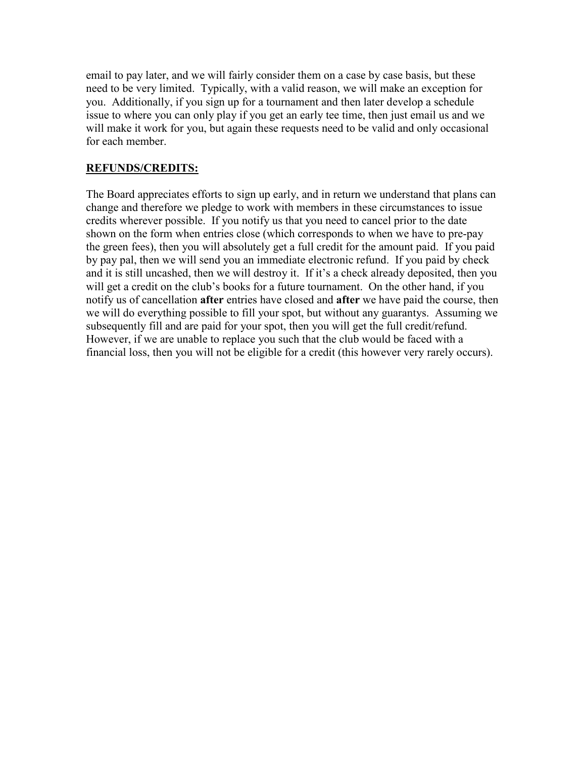email to pay later, and we will fairly consider them on a case by case basis, but these need to be very limited. Typically, with a valid reason, we will make an exception for you. Additionally, if you sign up for a tournament and then later develop a schedule issue to where you can only play if you get an early tee time, then just email us and we will make it work for you, but again these requests need to be valid and only occasional for each member.

## REFUNDS/CREDITS:

The Board appreciates efforts to sign up early, and in return we understand that plans can change and therefore we pledge to work with members in these circumstances to issue credits wherever possible. If you notify us that you need to cancel prior to the date shown on the form when entries close (which corresponds to when we have to pre-pay the green fees), then you will absolutely get a full credit for the amount paid. If you paid by pay pal, then we will send you an immediate electronic refund. If you paid by check and it is still uncashed, then we will destroy it. If it's a check already deposited, then you will get a credit on the club's books for a future tournament. On the other hand, if you notify us of cancellation **after** entries have closed and **after** we have paid the course, then we will do everything possible to fill your spot, but without any guarantys. Assuming we subsequently fill and are paid for your spot, then you will get the full credit/refund. However, if we are unable to replace you such that the club would be faced with a financial loss, then you will not be eligible for a credit (this however very rarely occurs).